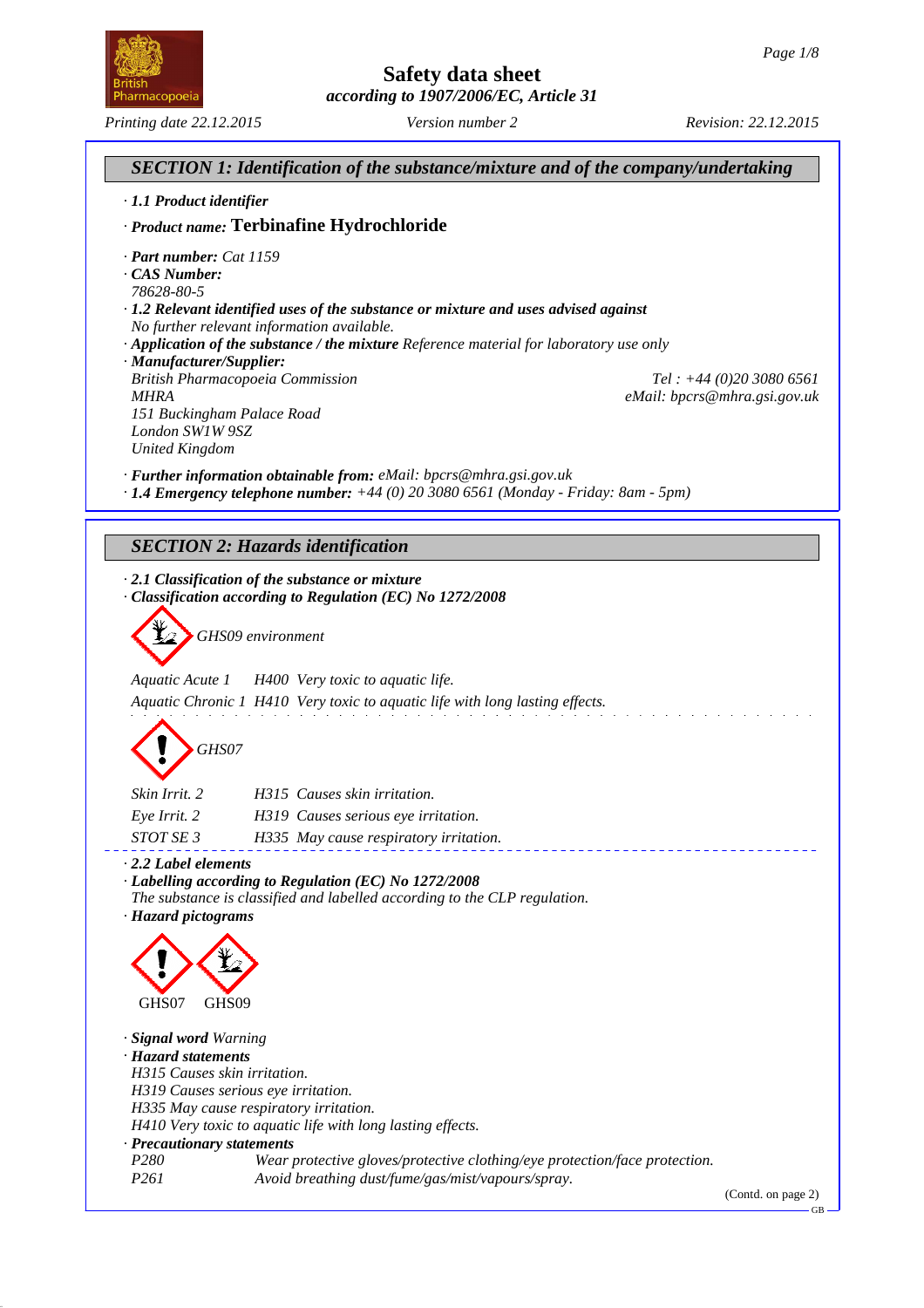# Safety data sheet

*according to 1907/2006/EC, Article 31*

*Printing date 22.12.2015* *Version number 2* *Revision: 22.12.2015*

## SECTION 1: Identification of the substance/mixture and of the company/undertaking

· ***1.1 Product identifier***

· ***Product name:*** **Terbinafine Hydrochloride**

· ***Part number:*** *Cat 1159*

· ***CAS Number:***
*78628-80-5*

· ***1.2 Relevant identified uses of the substance or mixture and uses advised against***
*No further relevant information available.*

· ***Application of the substance / the mixture*** *Reference material for laboratory use only*

· ***Manufacturer/Supplier:***
*British Pharmacopoeia Commission*
*MHRA*
*151 Buckingham Palace Road*
*London SW1W 9SZ*
*United Kingdom*
*Tel : +44 (0)20 3080 6561*
*eMail: bpcrs@mhra.gsi.gov.uk*

· ***Further information obtainable from:*** *eMail: bpcrs@mhra.gsi.gov.uk*

· ***1.4 Emergency telephone number:*** *+44 (0) 20 3080 6561 (Monday - Friday: 8am - 5pm)*

## SECTION 2: Hazards identification

· ***2.1 Classification of the substance or mixture***

· ***Classification according to Regulation (EC) No 1272/2008***

*GHS09 environment*

| | | |
|---|---|---|
| *Aquatic Acute 1* | *H400* | *Very toxic to aquatic life.* |
| *Aquatic Chronic 1* | *H410* | *Very toxic to aquatic life with long lasting effects.* |

*GHS07*

| | | |
|---|---|---|
| *Skin Irrit. 2* | *H315* | *Causes skin irritation.* |
| *Eye Irrit. 2* | *H319* | *Causes serious eye irritation.* |
| *STOT SE 3* | *H335* | *May cause respiratory irritation.* |

· ***2.2 Label elements***

· ***Labelling according to Regulation (EC) No 1272/2008***
*The substance is classified and labelled according to the CLP regulation.*

· ***Hazard pictograms***

GHS07 GHS09

· ***Signal word*** *Warning*

· ***Hazard statements***
*H315 Causes skin irritation.*
*H319 Causes serious eye irritation.*
*H335 May cause respiratory irritation.*
*H410 Very toxic to aquatic life with long lasting effects.*

· ***Precautionary statements***

| | |
|---|---|
| *P280* | *Wear protective gloves/protective clothing/eye protection/face protection.* |
| *P261* | *Avoid breathing dust/fume/gas/mist/vapours/spray.* |

(Contd. on page 2)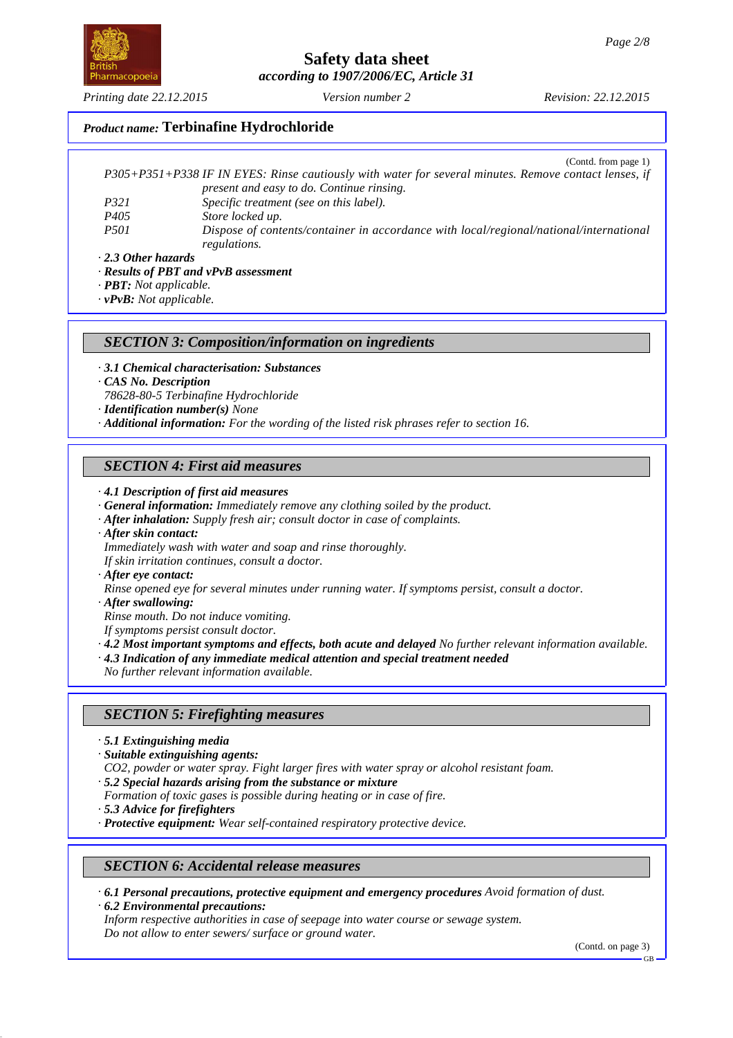## Product name: Terbinafine Hydrochloride

(Contd. from page 1)

*P305+P351+P338 IF IN EYES: Rinse cautiously with water for several minutes. Remove contact lenses, if present and easy to do. Continue rinsing.*

*P321 Specific treatment (see on this label).*

*P405 Store locked up.*

*P501 Dispose of contents/container in accordance with local/regional/national/international regulations.*

· ***2.3 Other hazards***

· ***Results of PBT and vPvB assessment***

· ***PBT:*** *Not applicable.*

· ***vPvB:*** *Not applicable.*

## SECTION 3: Composition/information on ingredients

· ***3.1 Chemical characterisation: Substances***

· ***CAS No. Description***

*78628-80-5 Terbinafine Hydrochloride*

· ***Identification number(s)*** *None*

· ***Additional information:*** *For the wording of the listed risk phrases refer to section 16.*

## SECTION 4: First aid measures

· ***4.1 Description of first aid measures***

· ***General information:*** *Immediately remove any clothing soiled by the product.*

· ***After inhalation:*** *Supply fresh air; consult doctor in case of complaints.*

· ***After skin contact:***

*Immediately wash with water and soap and rinse thoroughly.*

*If skin irritation continues, consult a doctor.*

· ***After eye contact:***

*Rinse opened eye for several minutes under running water. If symptoms persist, consult a doctor.*

· ***After swallowing:***

*Rinse mouth. Do not induce vomiting.*

*If symptoms persist consult doctor.*

· ***4.2 Most important symptoms and effects, both acute and delayed*** *No further relevant information available.*

· ***4.3 Indication of any immediate medical attention and special treatment needed***

*No further relevant information available.*

## SECTION 5: Firefighting measures

· ***5.1 Extinguishing media***

· ***Suitable extinguishing agents:***

*$CO_2$, powder or water spray. Fight larger fires with water spray or alcohol resistant foam.*

· ***5.2 Special hazards arising from the substance or mixture***

*Formation of toxic gases is possible during heating or in case of fire.*

· ***5.3 Advice for firefighters***

· ***Protective equipment:*** *Wear self-contained respiratory protective device.*

## SECTION 6: Accidental release measures

· ***6.1 Personal precautions, protective equipment and emergency procedures*** *Avoid formation of dust.*

· ***6.2 Environmental precautions:***

*Inform respective authorities in case of seepage into water course or sewage system.*

*Do not allow to enter sewers/ surface or ground water.*

(Contd. on page 3)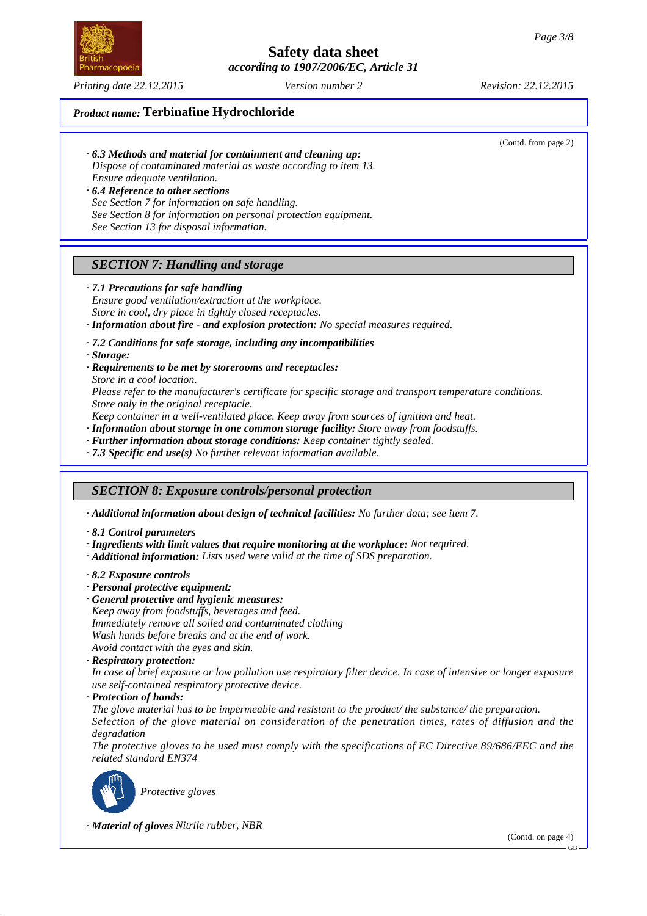**Product name: Terbinafine Hydrochloride**

(Contd. from page 2)

· ***6.3 Methods and material for containment and cleaning up:***
*Dispose of contaminated material as waste according to item 13.*
*Ensure adequate ventilation.*

· ***6.4 Reference to other sections***
*See Section 7 for information on safe handling.*
*See Section 8 for information on personal protection equipment.*
*See Section 13 for disposal information.*

## *SECTION 7: Handling and storage*

· ***7.1 Precautions for safe handling***
*Ensure good ventilation/extraction at the workplace.*
*Store in cool, dry place in tightly closed receptacles.*

· ***Information about fire - and explosion protection:*** *No special measures required.*

· ***7.2 Conditions for safe storage, including any incompatibilities***

· ***Storage:***

· ***Requirements to be met by storerooms and receptacles:***
*Store in a cool location.*
*Please refer to the manufacturer's certificate for specific storage and transport temperature conditions.*
*Store only in the original receptacle.*
*Keep container in a well-ventilated place. Keep away from sources of ignition and heat.*

· ***Information about storage in one common storage facility:*** *Store away from foodstuffs.*

· ***Further information about storage conditions:*** *Keep container tightly sealed.*

· ***7.3 Specific end use(s)*** *No further relevant information available.*

## *SECTION 8: Exposure controls/personal protection*

· ***Additional information about design of technical facilities:*** *No further data; see item 7.*

· ***8.1 Control parameters***

· ***Ingredients with limit values that require monitoring at the workplace:*** *Not required.*

· ***Additional information:*** *Lists used were valid at the time of SDS preparation.*

· ***8.2 Exposure controls***

· ***Personal protective equipment:***

· ***General protective and hygienic measures:***
*Keep away from foodstuffs, beverages and feed.*
*Immediately remove all soiled and contaminated clothing*
*Wash hands before breaks and at the end of work.*
*Avoid contact with the eyes and skin.*

· ***Respiratory protection:***
*In case of brief exposure or low pollution use respiratory filter device. In case of intensive or longer exposure use self-contained respiratory protective device.*

· ***Protection of hands:***
*The glove material has to be impermeable and resistant to the product/ the substance/ the preparation.*
*Selection of the glove material on consideration of the penetration times, rates of diffusion and the degradation*
*The protective gloves to be used must comply with the specifications of EC Directive 89/686/EEC and the related standard EN374*

*Protective gloves*

· ***Material of gloves*** *Nitrile rubber, NBR*

(Contd. on page 4)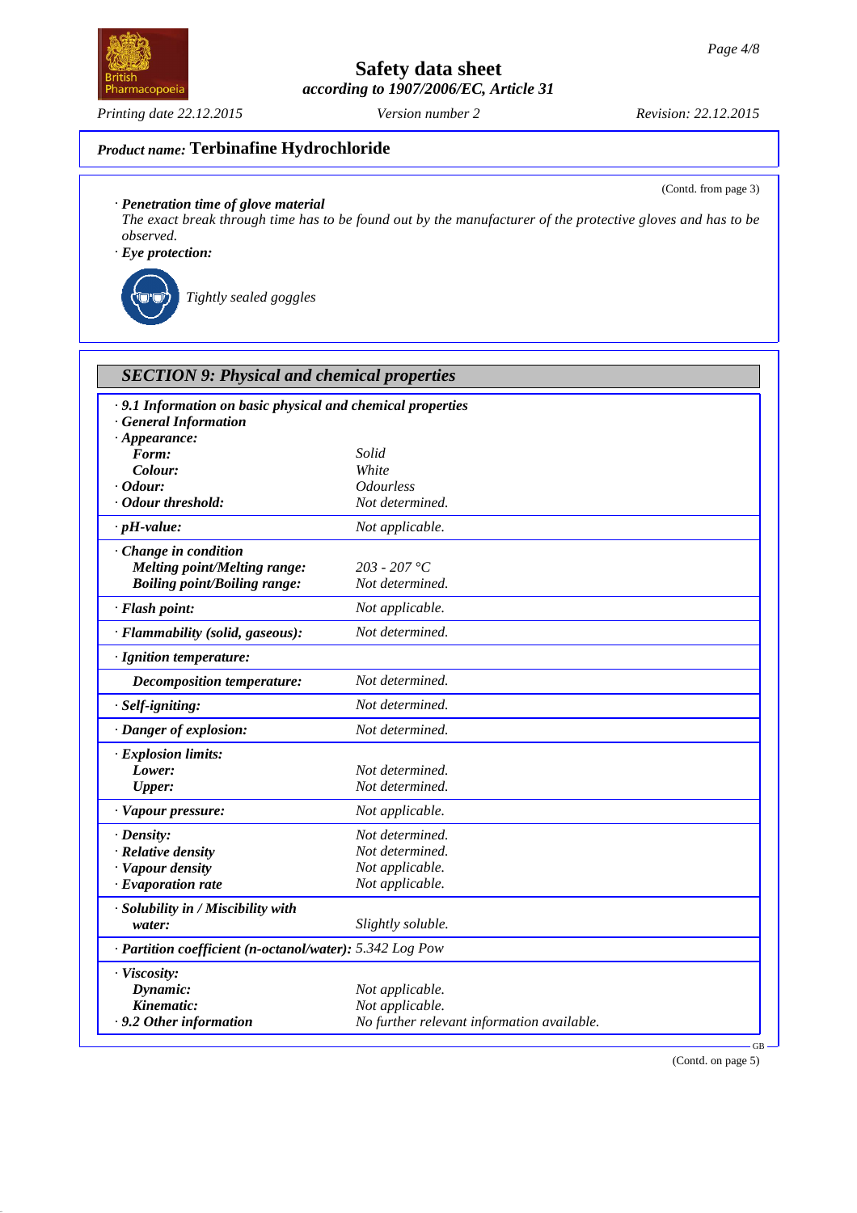**Product name: Terbinafine Hydrochloride**

(Contd. from page 3)

· *Penetration time of glove material*
*The exact break through time has to be found out by the manufacturer of the protective gloves and has to be observed.*

· *Eye protection:*

*Tightly sealed goggles*

## SECTION 9: Physical and chemical properties

| | |
|---|---|
| · **9.1 Information on basic physical and chemical properties** | |
| · **General Information** | |
| · **Appearance:** | |
| **Form:** | *Solid* |
| **Colour:** | *White* |
| · **Odour:** | *Odourless* |
| · **Odour threshold:** | *Not determined.* |
| · **pH-value:** | *Not applicable.* |
| · **Change in condition** | |
| **Melting point/Melting range:** | *203 - 207 °C* |
| **Boiling point/Boiling range:** | *Not determined.* |
| · **Flash point:** | *Not applicable.* |
| · **Flammability (solid, gaseous):** | *Not determined.* |
| · **Ignition temperature:** | |
| **Decomposition temperature:** | *Not determined.* |
| · **Self-igniting:** | *Not determined.* |
| · **Danger of explosion:** | *Not determined.* |
| · **Explosion limits:** | |
| **Lower:** | *Not determined.* |
| **Upper:** | *Not determined.* |
| · **Vapour pressure:** | *Not applicable.* |
| · **Density:** | *Not determined.* |
| · **Relative density** | *Not determined.* |
| · **Vapour density** | *Not applicable.* |
| · **Evaporation rate** | *Not applicable.* |
| · **Solubility in / Miscibility with** | |
| **water:** | *Slightly soluble.* |
| · **Partition coefficient (n-octanol/water):** | *5.342 Log Pow* |
| · **Viscosity:** | |
| **Dynamic:** | *Not applicable.* |
| **Kinematic:** | *Not applicable.* |
| · **9.2 Other information** | *No further relevant information available.* |

(Contd. on page 5)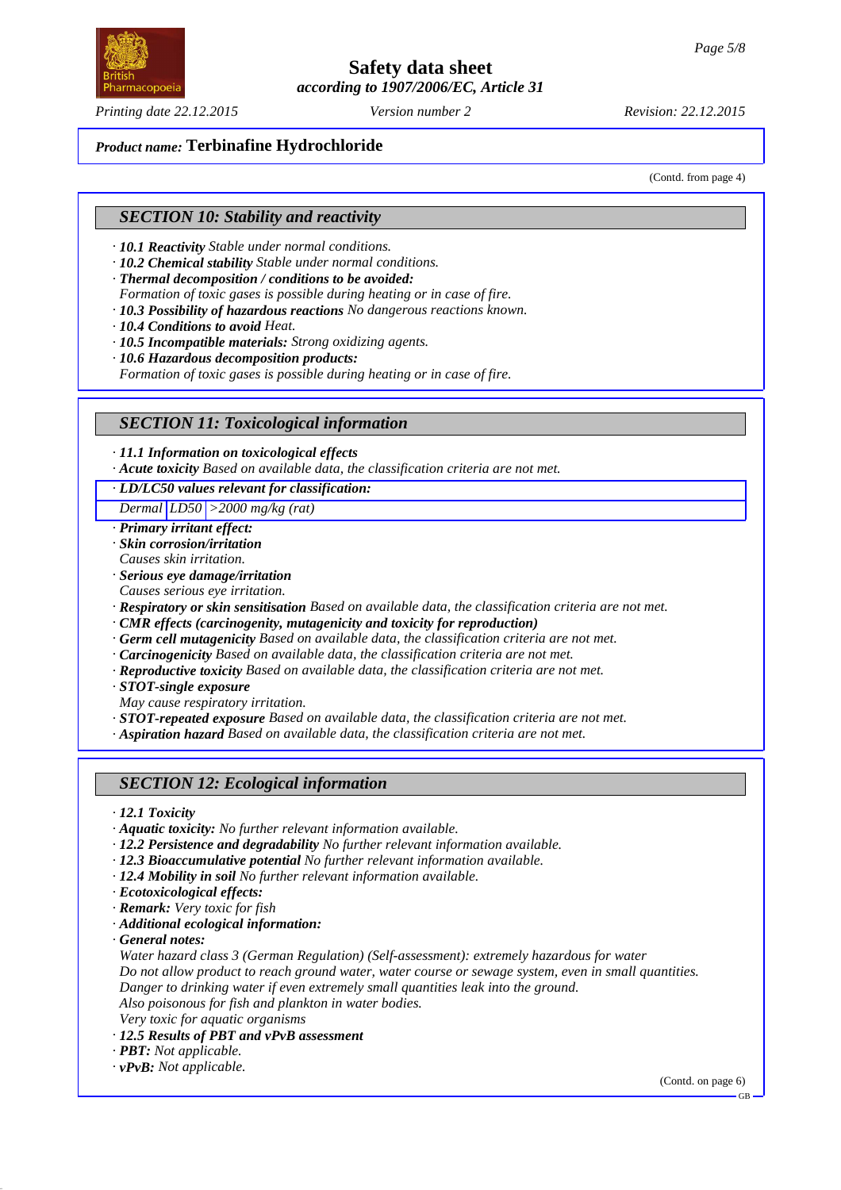**Product name: Terbinafine Hydrochloride**

(Contd. from page 4)

## SECTION 10: Stability and reactivity

· **10.1 Reactivity** Stable under normal conditions.
· **10.2 Chemical stability** Stable under normal conditions.
· **Thermal decomposition / conditions to be avoided:**
Formation of toxic gases is possible during heating or in case of fire.
· **10.3 Possibility of hazardous reactions** No dangerous reactions known.
· **10.4 Conditions to avoid** Heat.
· **10.5 Incompatible materials:** Strong oxidizing agents.
· **10.6 Hazardous decomposition products:**
Formation of toxic gases is possible during heating or in case of fire.

## SECTION 11: Toxicological information

· **11.1 Information on toxicological effects**
· **Acute toxicity** Based on available data, the classification criteria are not met.

· **LD/LC50 values relevant for classification:**

| | | |
|---|---|---|
| Dermal | LD50 | >2000 mg/kg (rat) |

· **Primary irritant effect:**
· **Skin corrosion/irritation**
Causes skin irritation.
· **Serious eye damage/irritation**
Causes serious eye irritation.
· **Respiratory or skin sensitisation** Based on available data, the classification criteria are not met.
· **CMR effects (carcinogenity, mutagenicity and toxicity for reproduction)**
· **Germ cell mutagenicity** Based on available data, the classification criteria are not met.
· **Carcinogenicity** Based on available data, the classification criteria are not met.
· **Reproductive toxicity** Based on available data, the classification criteria are not met.
· **STOT-single exposure**
May cause respiratory irritation.
· **STOT-repeated exposure** Based on available data, the classification criteria are not met.
· **Aspiration hazard** Based on available data, the classification criteria are not met.

## SECTION 12: Ecological information

· **12.1 Toxicity**
· **Aquatic toxicity:** No further relevant information available.
· **12.2 Persistence and degradability** No further relevant information available.
· **12.3 Bioaccumulative potential** No further relevant information available.
· **12.4 Mobility in soil** No further relevant information available.
· **Ecotoxicological effects:**
· **Remark:** Very toxic for fish
· **Additional ecological information:**
· **General notes:**
Water hazard class 3 (German Regulation) (Self-assessment): extremely hazardous for water
Do not allow product to reach ground water, water course or sewage system, even in small quantities.
Danger to drinking water if even extremely small quantities leak into the ground.
Also poisonous for fish and plankton in water bodies.
Very toxic for aquatic organisms
· **12.5 Results of PBT and vPvB assessment**
· **PBT:** Not applicable.
· **vPvB:** Not applicable.

(Contd. on page 6)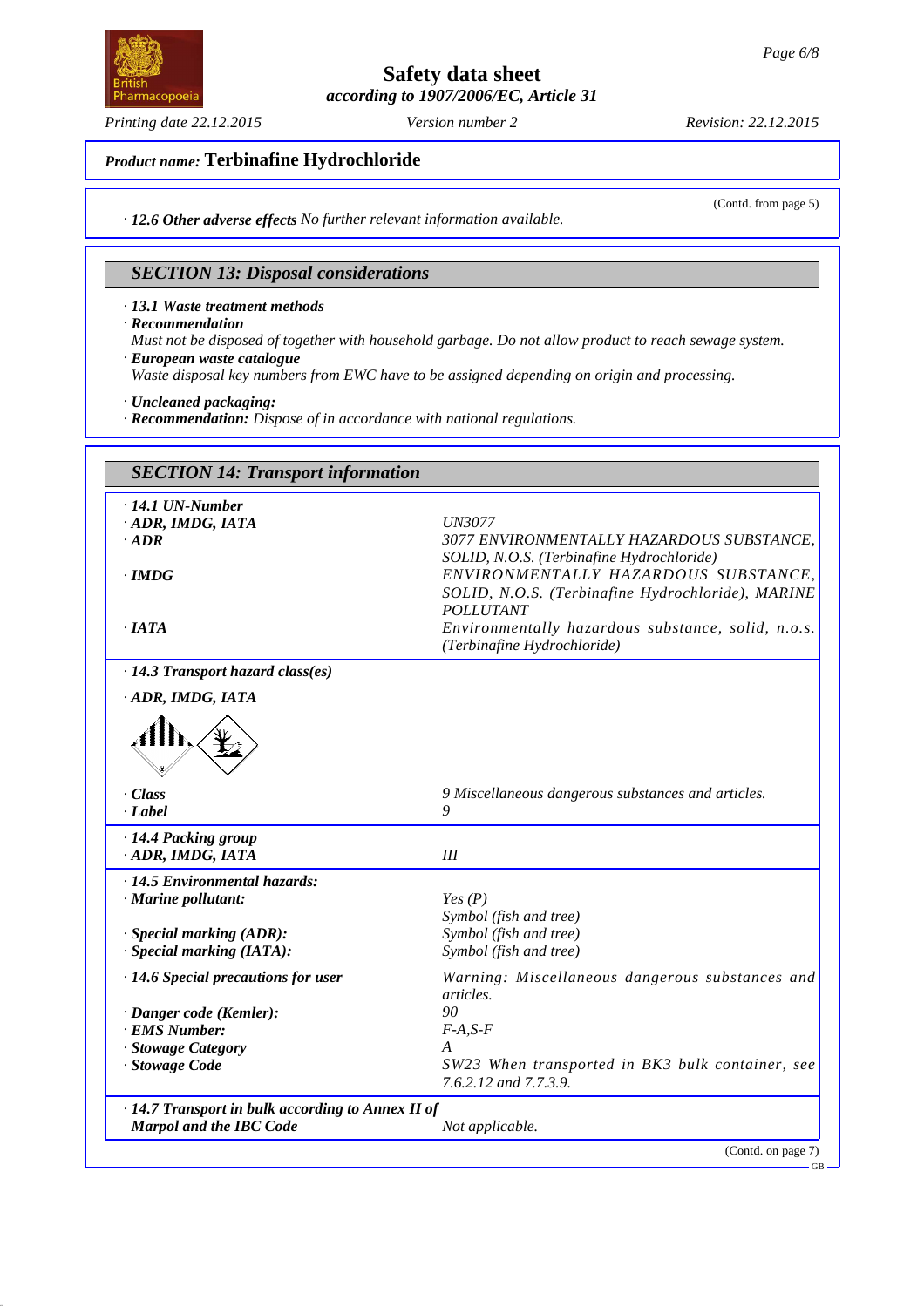**Product name: Terbinafine Hydrochloride**

(Contd. from page 5)

· **12.6 Other adverse effects** *No further relevant information available.*

## SECTION 13: Disposal considerations

· **13.1 Waste treatment methods**
· **Recommendation**
*Must not be disposed of together with household garbage. Do not allow product to reach sewage system.*
· **European waste catalogue**
*Waste disposal key numbers from EWC have to be assigned depending on origin and processing.*

· **Uncleaned packaging:**
· **Recommendation:** *Dispose of in accordance with national regulations.*

## SECTION 14: Transport information

| | |
|---|---|
| · **14.1 UN-Number** | |
| · **ADR, IMDG, IATA** | *UN3077* |
| · **ADR** | *3077 ENVIRONMENTALLY HAZARDOUS SUBSTANCE, SOLID, N.O.S. (Terbinafine Hydrochloride)* |
| · **IMDG** | *ENVIRONMENTALLY HAZARDOUS SUBSTANCE, SOLID, N.O.S. (Terbinafine Hydrochloride), MARINE POLLUTANT* |
| · **IATA** | *Environmentally hazardous substance, solid, n.o.s. (Terbinafine Hydrochloride)* |
| · **14.3 Transport hazard class(es)** | |
| · **ADR, IMDG, IATA** | |
| · **Class** | *9 Miscellaneous dangerous substances and articles.* |
| · **Label** | *9* |
| · **14.4 Packing group** | |
| · **ADR, IMDG, IATA** | *III* |
| · **14.5 Environmental hazards:** | |
| · **Marine pollutant:** | *Yes (P)* <br> *Symbol (fish and tree)* |
| · **Special marking (ADR):** | *Symbol (fish and tree)* |
| · **Special marking (IATA):** | *Symbol (fish and tree)* |
| · **14.6 Special precautions for user** | *Warning: Miscellaneous dangerous substances and articles.* |
| · **Danger code (Kemler):** | *90* |
| · **EMS Number:** | *F-A,S-F* |
| · **Stowage Category** | *A* |
| · **Stowage Code** | *SW23 When transported in BK3 bulk container, see 7.6.2.12 and 7.7.3.9.* |
| · **14.7 Transport in bulk according to Annex II of Marpol and the IBC Code** | *Not applicable.* |

(Contd. on page 7)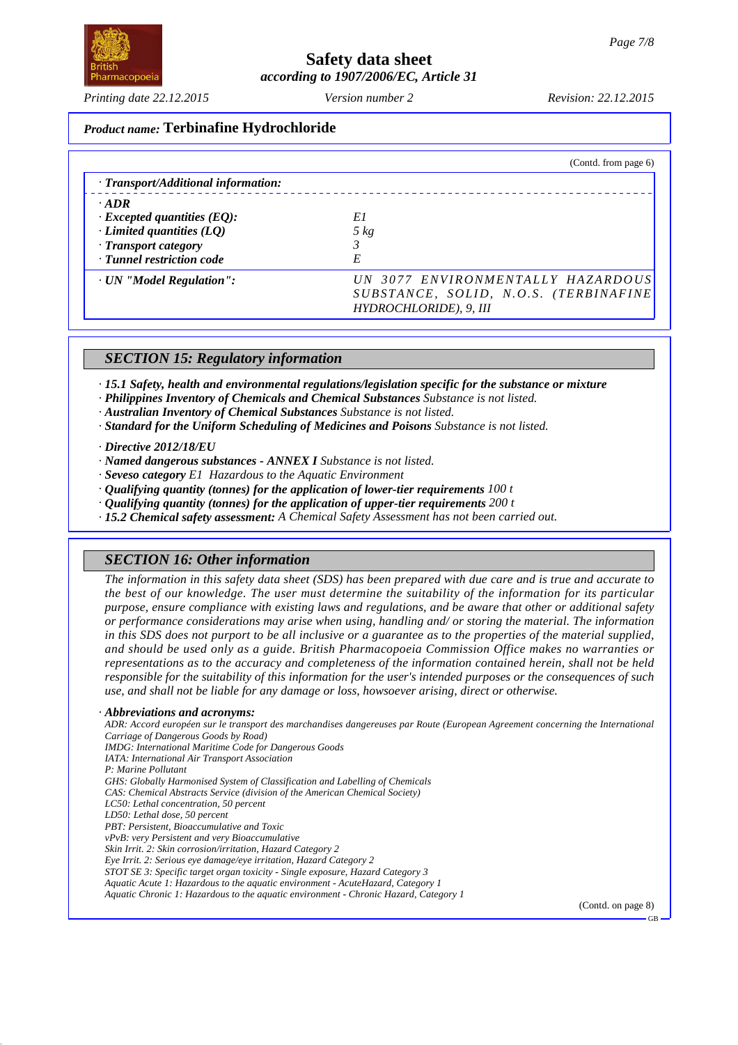**Product name: Terbinafine Hydrochloride**

(Contd. from page 6)

· **Transport/Additional information:**

| · **ADR** | |
|---|---|
| · **Excepted quantities (EQ):** | E1 |
| · **Limited quantities (LQ)** | 5 kg |
| · **Transport category** | 3 |
| · **Tunnel restriction code** | E |
| · **UN "Model Regulation":** | UN 3077 ENVIRONMENTALLY HAZARDOUS SUBSTANCE, SOLID, N.O.S. (TERBINAFINE HYDROCHLORIDE), 9, III |

## SECTION 15: Regulatory information

· **15.1 Safety, health and environmental regulations/legislation specific for the substance or mixture**
· **Philippines Inventory of Chemicals and Chemical Substances** Substance is not listed.
· **Australian Inventory of Chemical Substances** Substance is not listed.
· **Standard for the Uniform Scheduling of Medicines and Poisons** Substance is not listed.

· **Directive 2012/18/EU**
· **Named dangerous substances - ANNEX I** Substance is not listed.
· **Seveso category** E1 Hazardous to the Aquatic Environment
· **Qualifying quantity (tonnes) for the application of lower-tier requirements** 100 t
· **Qualifying quantity (tonnes) for the application of upper-tier requirements** 200 t
· **15.2 Chemical safety assessment:** A Chemical Safety Assessment has not been carried out.

## SECTION 16: Other information

The information in this safety data sheet (SDS) has been prepared with due care and is true and accurate to the best of our knowledge. The user must determine the suitability of the information for its particular purpose, ensure compliance with existing laws and regulations, and be aware that other or additional safety or performance considerations may arise when using, handling and/ or storing the material. The information in this SDS does not purport to be all inclusive or a guarantee as to the properties of the material supplied, and should be used only as a guide. British Pharmacopoeia Commission Office makes no warranties or representations as to the accuracy and completeness of the information contained herein, shall not be held responsible for the suitability of this information for the user's intended purposes or the consequences of such use, and shall not be liable for any damage or loss, howsoever arising, direct or otherwise.

· **Abbreviations and acronyms:**
ADR: Accord européen sur le transport des marchandises dangereuses par Route (European Agreement concerning the International Carriage of Dangerous Goods by Road)
IMDG: International Maritime Code for Dangerous Goods
IATA: International Air Transport Association
P: Marine Pollutant
GHS: Globally Harmonised System of Classification and Labelling of Chemicals
CAS: Chemical Abstracts Service (division of the American Chemical Society)
LC50: Lethal concentration, 50 percent
LD50: Lethal dose, 50 percent
PBT: Persistent, Bioaccumulative and Toxic
vPvB: very Persistent and very Bioaccumulative
Skin Irrit. 2: Skin corrosion/irritation, Hazard Category 2
Eye Irrit. 2: Serious eye damage/eye irritation, Hazard Category 2
STOT SE 3: Specific target organ toxicity - Single exposure, Hazard Category 3
Aquatic Acute 1: Hazardous to the aquatic environment - AcuteHazard, Category 1
Aquatic Chronic 1: Hazardous to the aquatic environment - Chronic Hazard, Category 1

(Contd. on page 8)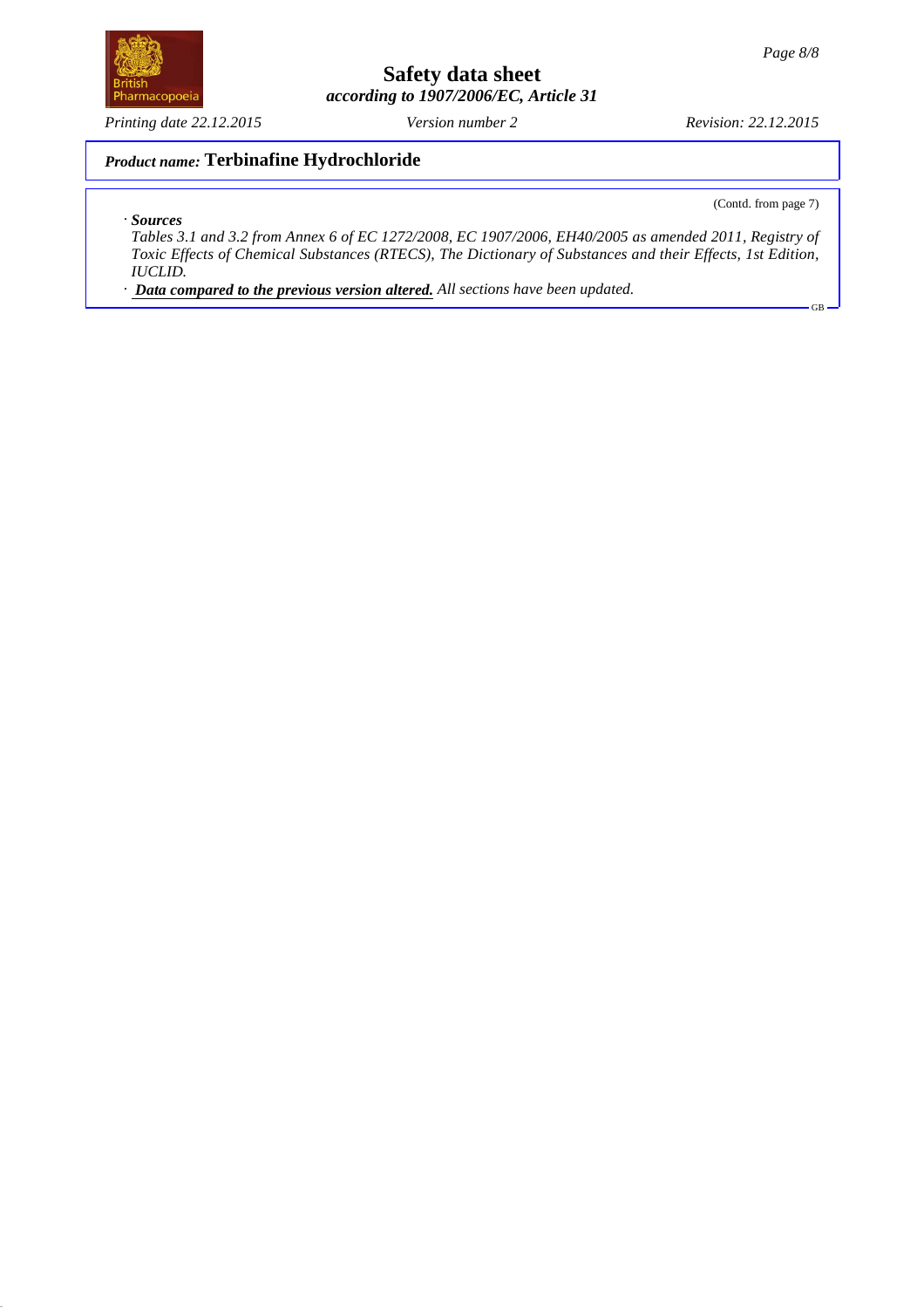(Contd. from page 7)

· ***Sources***

*Tables 3.1 and 3.2 from Annex 6 of EC 1272/2008, EC 1907/2006, EH40/2005 as amended 2011, Registry of Toxic Effects of Chemical Substances (RTECS), The Dictionary of Substances and their Effects, 1st Edition, IUCLID.*

· ***Data compared to the previous version altered.*** *All sections have been updated.*